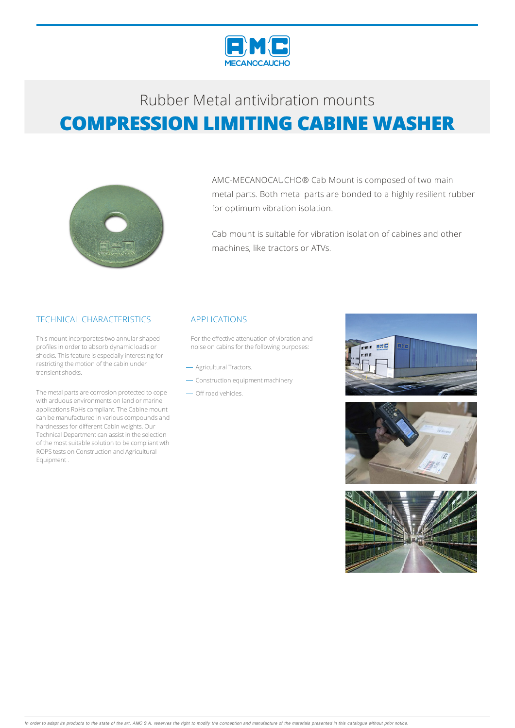Rubber Metal antivibration mounts

# COMPRESSION LIMITING CABINE WASHER

AMC-MECANOCAUCHO® Cab Mount is composed of two main metal parts. Both metal parts are bonded to a highly resilient rubber for optimum vibration isolation.

Cab mount is suitable for vibration isolation of cabines and other machines, like tractors or ATVs.

## TECHNICAL CHARACTERISTICS

This mount incorporates two annular shaped profiles in order to absorb dynamic loads or shocks. This feature is especially interesting for restricting the motion of the cabin under transient shocks.

The metal parts are corrosion protected to cope with arduous environments on land or marine applications RoHs compliant. The Cabine mount can be manufactured in various compounds and hardnesses for different Cabin weights. Our Technical Department can assist in the selection of the most suitable solution to be compliant wth ROPS tests on Construction and Agricultural Equipment .

## APPLICATIONS

For the effective attenuation of vibration and noise on cabins for the following purposes:

- Agricultural Tractors.
- Construction equipment machinery
- Off road vehicles.

*In order to adapt its products to the state of the art, AMC S.A. reserves the right to modify the conception and manufacture of the materials presented in this catalogue without prior notice.*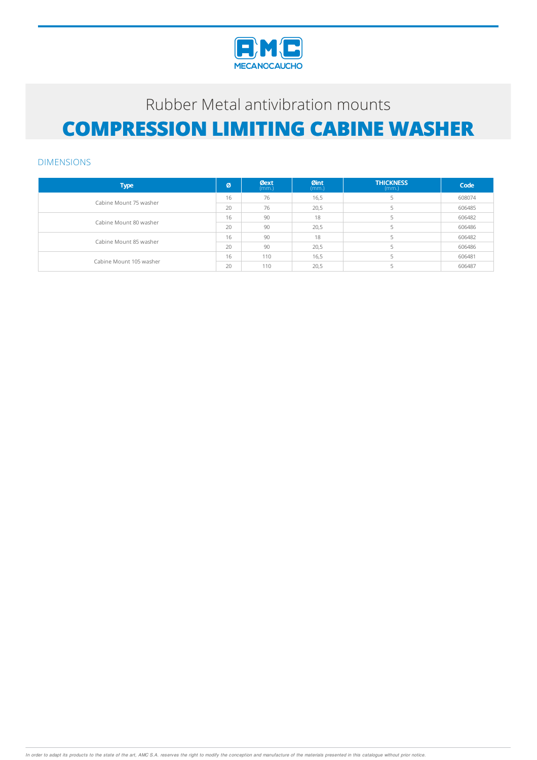# Rubber Metal antivibration mounts

# COMPRESSION LIMITING CABINE WASHER

## DIMENSIONS

| Type | Ø | Øext (mm.) | Øint (mm.) | THICKNESS (mm.) | Code |
|---|---|---|---|---|---|
| Cabine Mount 75 washer | 16 | 76 | 16,5 | 5 | 608074 |
| | 20 | 76 | 20,5 | 5 | 606485 |
| Cabine Mount 80 washer | 16 | 90 | 18 | 5 | 606482 |
| | 20 | 90 | 20,5 | 5 | 606486 |
| Cabine Mount 85 washer | 16 | 90 | 18 | 5 | 606482 |
| | 20 | 90 | 20,5 | 5 | 606486 |
| Cabine Mount 105 washer | 16 | 110 | 16,5 | 5 | 606481 |
| | 20 | 110 | 20,5 | 5 | 606487 |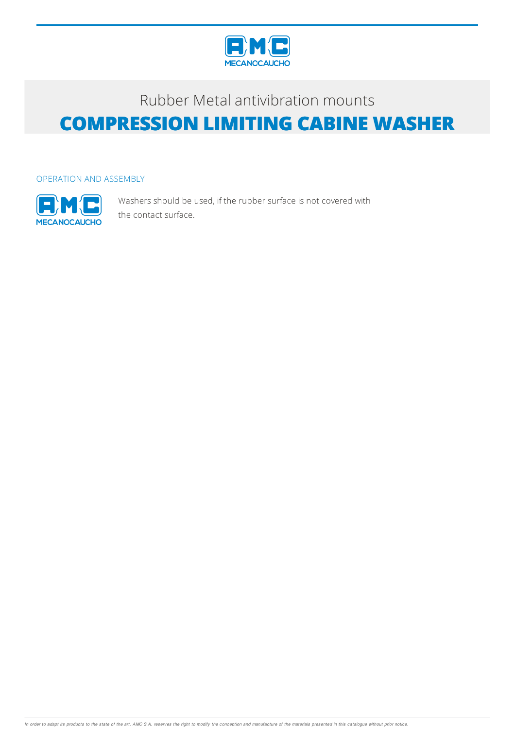Rubber Metal antivibration mounts

# COMPRESSION LIMITING CABINE WASHER

## OPERATION AND ASSEMBLY

Washers should be used, if the rubber surface is not covered with the contact surface.

*In order to adapt its products to the state of the art, AMC S.A. reserves the right to modify the conception and manufacture of the materials presented in this catalogue without prior notice.*